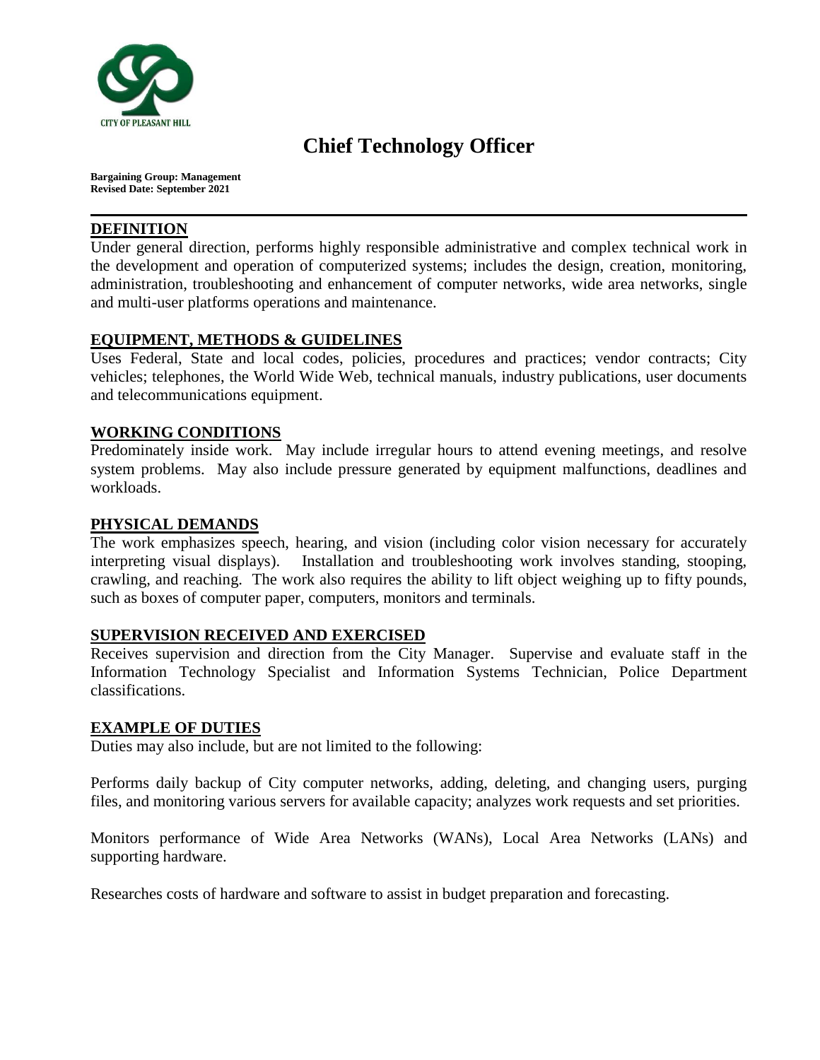CITY OF PLEASANT HILL

# Chief Technology Officer

**Bargaining Group: Management**
**Revised Date: September 2021**

---

## DEFINITION

Under general direction, performs highly responsible administrative and complex technical work in the development and operation of computerized systems; includes the design, creation, monitoring, administration, troubleshooting and enhancement of computer networks, wide area networks, single and multi-user platforms operations and maintenance.

## EQUIPMENT, METHODS & GUIDELINES

Uses Federal, State and local codes, policies, procedures and practices; vendor contracts; City vehicles; telephones, the World Wide Web, technical manuals, industry publications, user documents and telecommunications equipment.

## WORKING CONDITIONS

Predominately inside work. May include irregular hours to attend evening meetings, and resolve system problems. May also include pressure generated by equipment malfunctions, deadlines and workloads.

## PHYSICAL DEMANDS

The work emphasizes speech, hearing, and vision (including color vision necessary for accurately interpreting visual displays). Installation and troubleshooting work involves standing, stooping, crawling, and reaching. The work also requires the ability to lift object weighing up to fifty pounds, such as boxes of computer paper, computers, monitors and terminals.

## SUPERVISION RECEIVED AND EXERCISED

Receives supervision and direction from the City Manager. Supervise and evaluate staff in the Information Technology Specialist and Information Systems Technician, Police Department classifications.

## EXAMPLE OF DUTIES

Duties may also include, but are not limited to the following:

Performs daily backup of City computer networks, adding, deleting, and changing users, purging files, and monitoring various servers for available capacity; analyzes work requests and set priorities.

Monitors performance of Wide Area Networks (WANs), Local Area Networks (LANs) and supporting hardware.

Researches costs of hardware and software to assist in budget preparation and forecasting.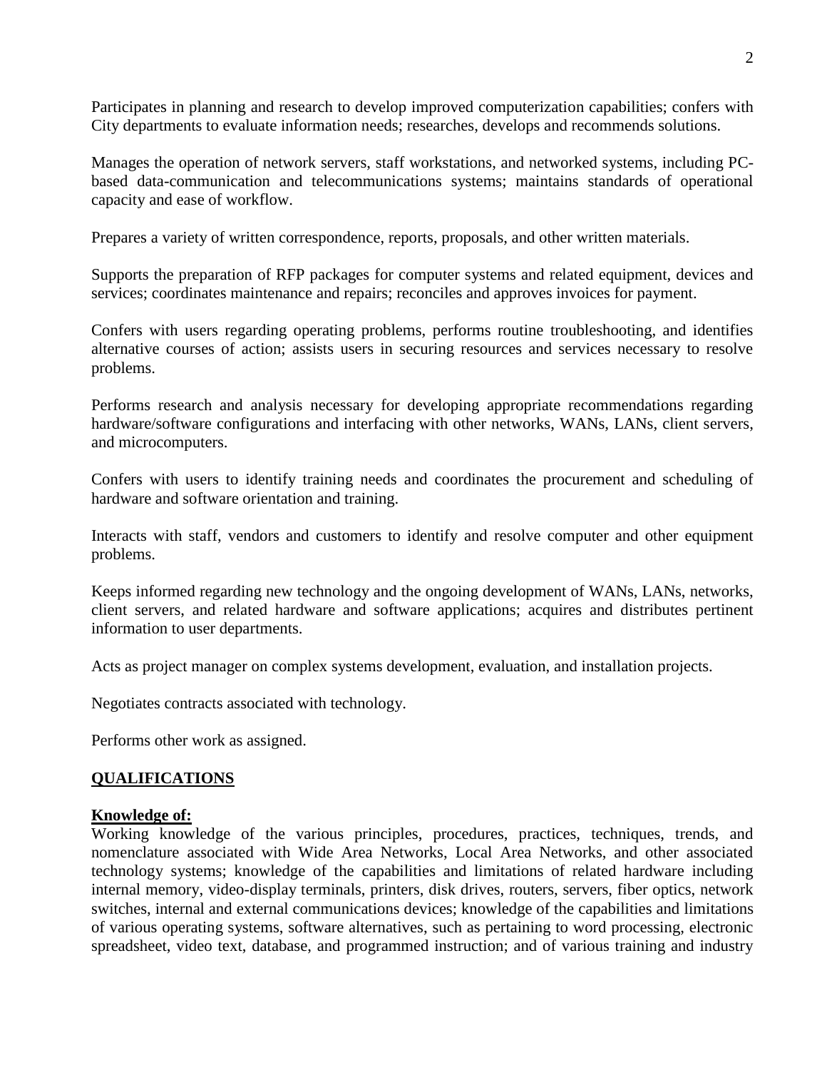Participates in planning and research to develop improved computerization capabilities; confers with City departments to evaluate information needs; researches, develops and recommends solutions.

Manages the operation of network servers, staff workstations, and networked systems, including PC-based data-communication and telecommunications systems; maintains standards of operational capacity and ease of workflow.

Prepares a variety of written correspondence, reports, proposals, and other written materials.

Supports the preparation of RFP packages for computer systems and related equipment, devices and services; coordinates maintenance and repairs; reconciles and approves invoices for payment.

Confers with users regarding operating problems, performs routine troubleshooting, and identifies alternative courses of action; assists users in securing resources and services necessary to resolve problems.

Performs research and analysis necessary for developing appropriate recommendations regarding hardware/software configurations and interfacing with other networks, WANs, LANs, client servers, and microcomputers.

Confers with users to identify training needs and coordinates the procurement and scheduling of hardware and software orientation and training.

Interacts with staff, vendors and customers to identify and resolve computer and other equipment problems.

Keeps informed regarding new technology and the ongoing development of WANs, LANs, networks, client servers, and related hardware and software applications; acquires and distributes pertinent information to user departments.

Acts as project manager on complex systems development, evaluation, and installation projects.

Negotiates contracts associated with technology.

Performs other work as assigned.

## QUALIFICATIONS

**Knowledge of:**

Working knowledge of the various principles, procedures, practices, techniques, trends, and nomenclature associated with Wide Area Networks, Local Area Networks, and other associated technology systems; knowledge of the capabilities and limitations of related hardware including internal memory, video-display terminals, printers, disk drives, routers, servers, fiber optics, network switches, internal and external communications devices; knowledge of the capabilities and limitations of various operating systems, software alternatives, such as pertaining to word processing, electronic spreadsheet, video text, database, and programmed instruction; and of various training and industry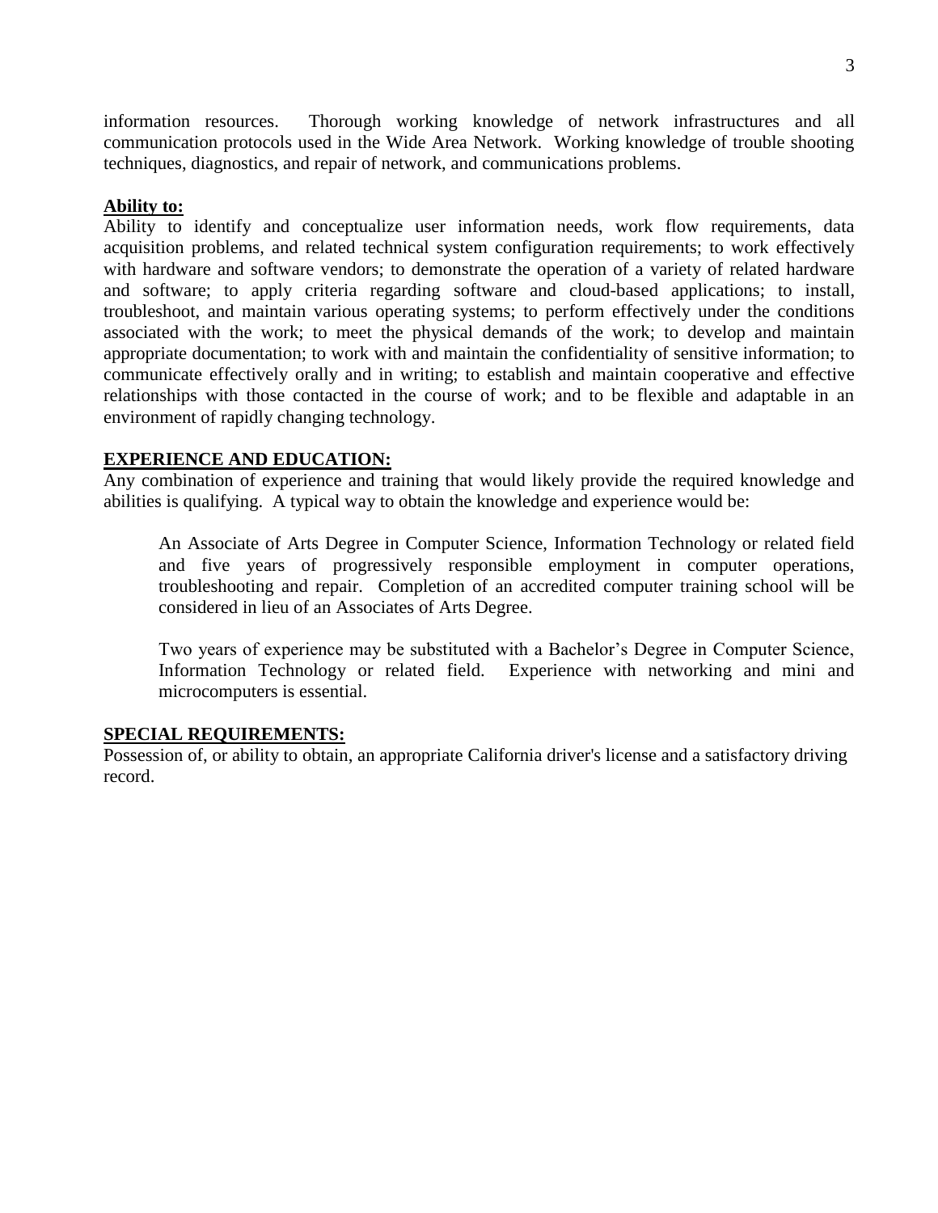information resources. Thorough working knowledge of network infrastructures and all communication protocols used in the Wide Area Network. Working knowledge of trouble shooting techniques, diagnostics, and repair of network, and communications problems.

**Ability to:**

Ability to identify and conceptualize user information needs, work flow requirements, data acquisition problems, and related technical system configuration requirements; to work effectively with hardware and software vendors; to demonstrate the operation of a variety of related hardware and software; to apply criteria regarding software and cloud-based applications; to install, troubleshoot, and maintain various operating systems; to perform effectively under the conditions associated with the work; to meet the physical demands of the work; to develop and maintain appropriate documentation; to work with and maintain the confidentiality of sensitive information; to communicate effectively orally and in writing; to establish and maintain cooperative and effective relationships with those contacted in the course of work; and to be flexible and adaptable in an environment of rapidly changing technology.

**EXPERIENCE AND EDUCATION:**

Any combination of experience and training that would likely provide the required knowledge and abilities is qualifying. A typical way to obtain the knowledge and experience would be:

> An Associate of Arts Degree in Computer Science, Information Technology or related field and five years of progressively responsible employment in computer operations, troubleshooting and repair. Completion of an accredited computer training school will be considered in lieu of an Associates of Arts Degree.
>
> Two years of experience may be substituted with a Bachelor's Degree in Computer Science, Information Technology or related field. Experience with networking and mini and microcomputers is essential.

**SPECIAL REQUIREMENTS:**

Possession of, or ability to obtain, an appropriate California driver's license and a satisfactory driving record.